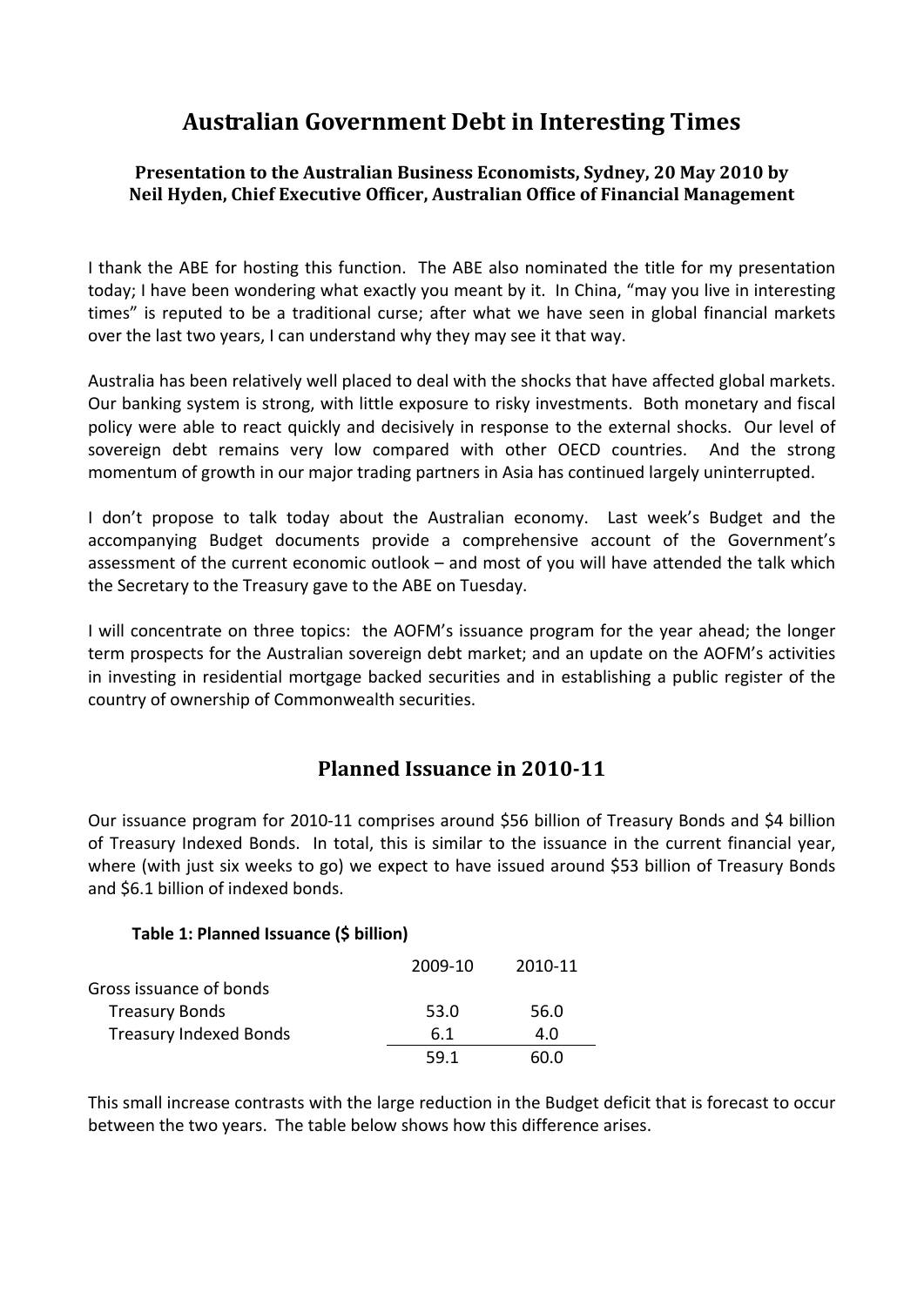# Australian Government Debt in Interesting Times

### Presentation to the Australian Business Economists, Sydney, 20 May 2010 by Neil Hyden, Chief Executive Officer, Australian Office of Financial Management

I thank the ABE for hosting this function. The ABE also nominated the title for my presentation today; I have been wondering what exactly you meant by it. In China, "may you live in interesting times" is reputed to be a traditional curse; after what we have seen in global financial markets over the last two years, I can understand why they may see it that way.

Australia has been relatively well placed to deal with the shocks that have affected global markets. Our banking system is strong, with little exposure to risky investments. Both monetary and fiscal policy were able to react quickly and decisively in response to the external shocks. Our level of sovereign debt remains very low compared with other OECD countries. And the strong momentum of growth in our major trading partners in Asia has continued largely uninterrupted.

I don't propose to talk today about the Australian economy. Last week's Budget and the accompanying Budget documents provide a comprehensive account of the Government's assessment of the current economic outlook – and most of you will have attended the talk which the Secretary to the Treasury gave to the ABE on Tuesday.

I will concentrate on three topics: the AOFM's issuance program for the year ahead; the longer term prospects for the Australian sovereign debt market; and an update on the AOFM's activities in investing in residential mortgage backed securities and in establishing a public register of the country of ownership of Commonwealth securities.

## Planned Issuance in 2010-11

Our issuance program for 2010-11 comprises around $56 billion of Treasury Bonds and $4 billion of Treasury Indexed Bonds. In total, this is similar to the issuance in the current financial year, where (with just six weeks to go) we expect to have issued around $53 billion of Treasury Bonds and $6.1 billion of indexed bonds.

**Table 1: Planned Issuance ($ billion)**

| | 2009-10 | 2010-11 |
|---|---|---|
| Gross issuance of bonds | | |
| Treasury Bonds | 53.0 | 56.0 |
| Treasury Indexed Bonds | 6.1 | 4.0 |
| | 59.1 | 60.0 |

This small increase contrasts with the large reduction in the Budget deficit that is forecast to occur between the two years. The table below shows how this difference arises.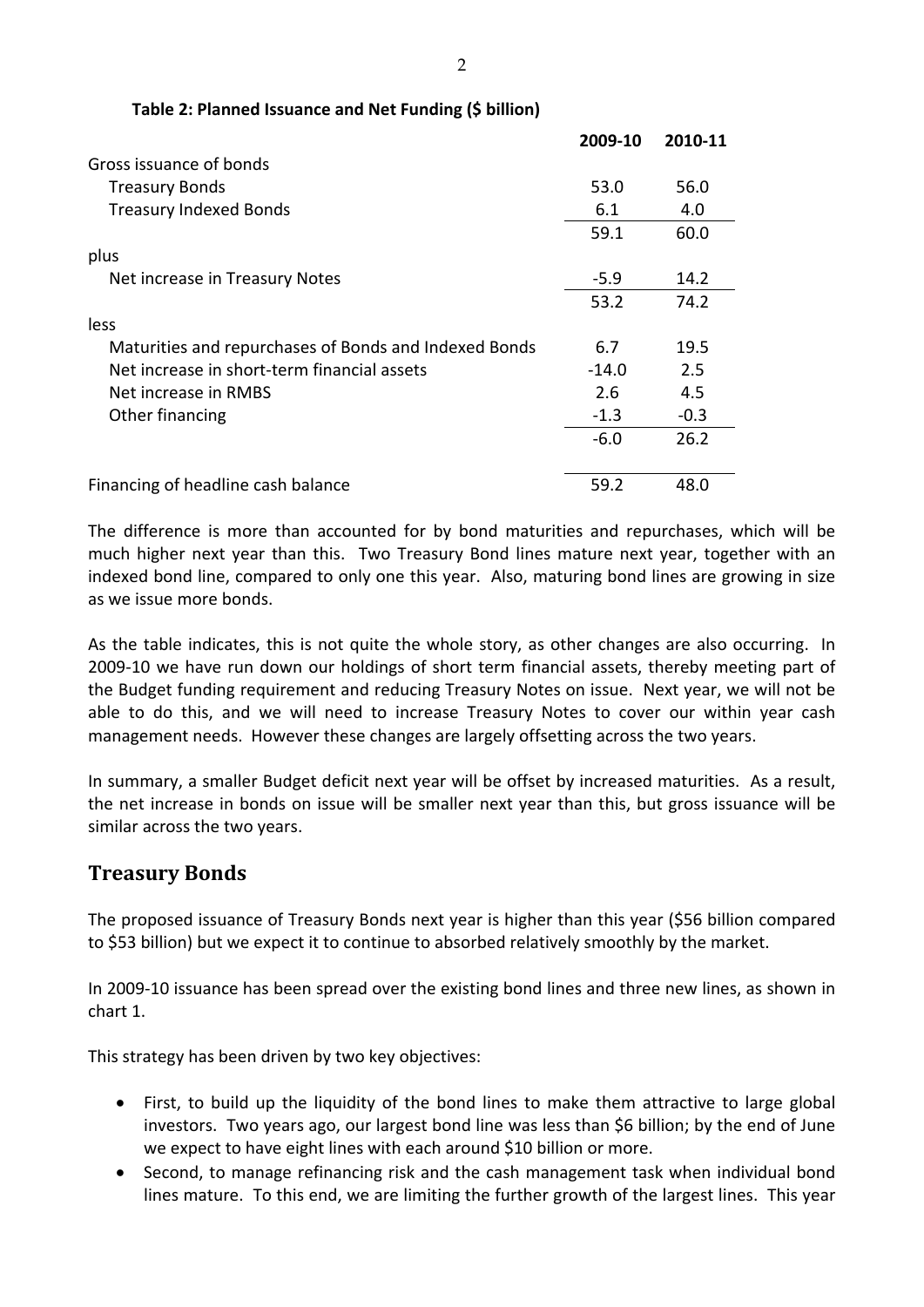**Table 2: Planned Issuance and Net Funding ($ billion)**

| | 2009-10 | 2010-11 |
|---|---|---|
| Gross issuance of bonds | | |
| Treasury Bonds | 53.0 | 56.0 |
| Treasury Indexed Bonds | 6.1 | 4.0 |
| | 59.1 | 60.0 |
| plus | | |
| Net increase in Treasury Notes | -5.9 | 14.2 |
| | 53.2 | 74.2 |
| less | | |
| Maturities and repurchases of Bonds and Indexed Bonds | 6.7 | 19.5 |
| Net increase in short-term financial assets | -14.0 | 2.5 |
| Net increase in RMBS | 2.6 | 4.5 |
| Other financing | -1.3 | -0.3 |
| | -6.0 | 26.2 |
| Financing of headline cash balance | 59.2 | 48.0 |

The difference is more than accounted for by bond maturities and repurchases, which will be much higher next year than this. Two Treasury Bond lines mature next year, together with an indexed bond line, compared to only one this year. Also, maturing bond lines are growing in size as we issue more bonds.

As the table indicates, this is not quite the whole story, as other changes are also occurring. In 2009-10 we have run down our holdings of short term financial assets, thereby meeting part of the Budget funding requirement and reducing Treasury Notes on issue. Next year, we will not be able to do this, and we will need to increase Treasury Notes to cover our within year cash management needs. However these changes are largely offsetting across the two years.

In summary, a smaller Budget deficit next year will be offset by increased maturities. As a result, the net increase in bonds on issue will be smaller next year than this, but gross issuance will be similar across the two years.

## Treasury Bonds

The proposed issuance of Treasury Bonds next year is higher than this year ($56 billion compared to $53 billion) but we expect it to continue to absorbed relatively smoothly by the market.

In 2009-10 issuance has been spread over the existing bond lines and three new lines, as shown in chart 1.

This strategy has been driven by two key objectives:

- First, to build up the liquidity of the bond lines to make them attractive to large global investors. Two years ago, our largest bond line was less than $6 billion; by the end of June we expect to have eight lines with each around $10 billion or more.
- Second, to manage refinancing risk and the cash management task when individual bond lines mature. To this end, we are limiting the further growth of the largest lines. This year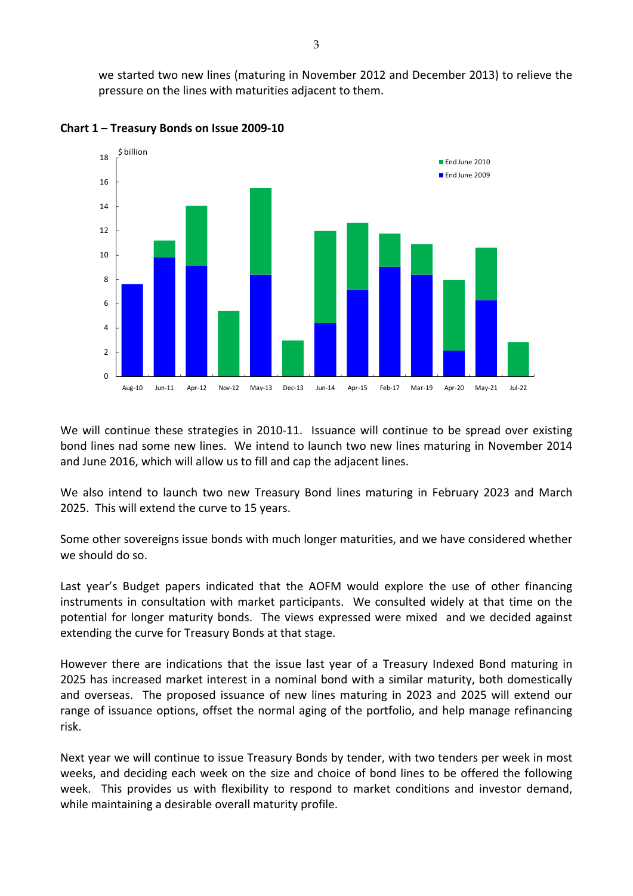we started two new lines (maturing in November 2012 and December 2013) to relieve the pressure on the lines with maturities adjacent to them.

**Chart 1 – Treasury Bonds on Issue 2009-10**

We will continue these strategies in 2010-11. Issuance will continue to be spread over existing bond lines nad some new lines. We intend to launch two new lines maturing in November 2014 and June 2016, which will allow us to fill and cap the adjacent lines.

We also intend to launch two new Treasury Bond lines maturing in February 2023 and March 2025. This will extend the curve to 15 years.

Some other sovereigns issue bonds with much longer maturities, and we have considered whether we should do so.

Last year's Budget papers indicated that the AOFM would explore the use of other financing instruments in consultation with market participants. We consulted widely at that time on the potential for longer maturity bonds. The views expressed were mixed and we decided against extending the curve for Treasury Bonds at that stage.

However there are indications that the issue last year of a Treasury Indexed Bond maturing in 2025 has increased market interest in a nominal bond with a similar maturity, both domestically and overseas. The proposed issuance of new lines maturing in 2023 and 2025 will extend our range of issuance options, offset the normal aging of the portfolio, and help manage refinancing risk.

Next year we will continue to issue Treasury Bonds by tender, with two tenders per week in most weeks, and deciding each week on the size and choice of bond lines to be offered the following week. This provides us with flexibility to respond to market conditions and investor demand, while maintaining a desirable overall maturity profile.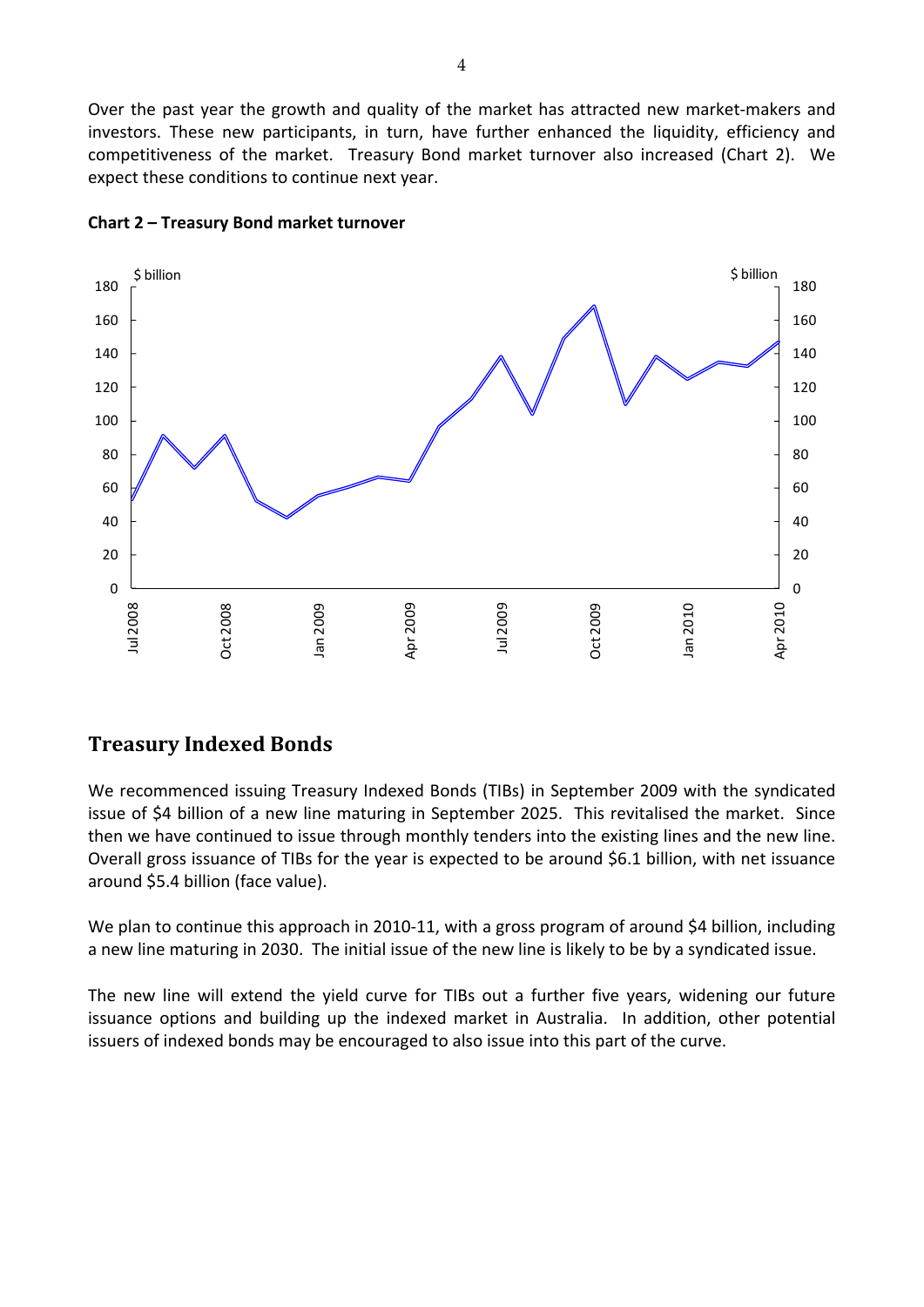Over the past year the growth and quality of the market has attracted new market-makers and investors. These new participants, in turn, have further enhanced the liquidity, efficiency and competitiveness of the market. Treasury Bond market turnover also increased (Chart 2). We expect these conditions to continue next year.

**Chart 2 – Treasury Bond market turnover**

## Treasury Indexed Bonds

We recommenced issuing Treasury Indexed Bonds (TIBs) in September 2009 with the syndicated issue of $4 billion of a new line maturing in September 2025. This revitalised the market. Since then we have continued to issue through monthly tenders into the existing lines and the new line. Overall gross issuance of TIBs for the year is expected to be around $6.1 billion, with net issuance around $5.4 billion (face value).

We plan to continue this approach in 2010-11, with a gross program of around $4 billion, including a new line maturing in 2030. The initial issue of the new line is likely to be by a syndicated issue.

The new line will extend the yield curve for TIBs out a further five years, widening our future issuance options and building up the indexed market in Australia. In addition, other potential issuers of indexed bonds may be encouraged to also issue into this part of the curve.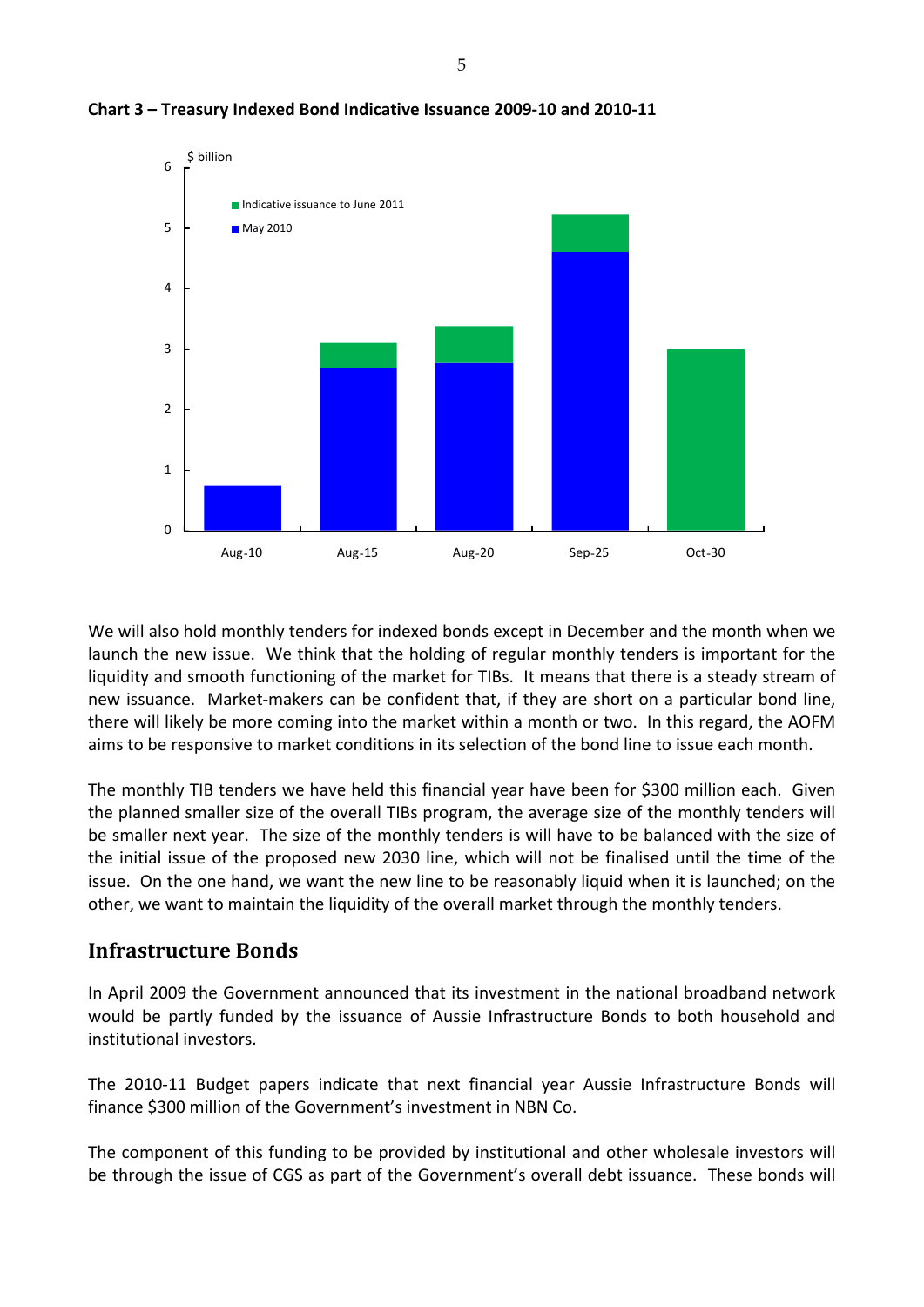**Chart 3 – Treasury Indexed Bond Indicative Issuance 2009-10 and 2010-11**

We will also hold monthly tenders for indexed bonds except in December and the month when we launch the new issue. We think that the holding of regular monthly tenders is important for the liquidity and smooth functioning of the market for TIBs. It means that there is a steady stream of new issuance. Market-makers can be confident that, if they are short on a particular bond line, there will likely be more coming into the market within a month or two. In this regard, the AOFM aims to be responsive to market conditions in its selection of the bond line to issue each month.

The monthly TIB tenders we have held this financial year have been for $300 million each. Given the planned smaller size of the overall TIBs program, the average size of the monthly tenders will be smaller next year. The size of the monthly tenders is will have to be balanced with the size of the initial issue of the proposed new 2030 line, which will not be finalised until the time of the issue. On the one hand, we want the new line to be reasonably liquid when it is launched; on the other, we want to maintain the liquidity of the overall market through the monthly tenders.

## Infrastructure Bonds

In April 2009 the Government announced that its investment in the national broadband network would be partly funded by the issuance of Aussie Infrastructure Bonds to both household and institutional investors.

The 2010-11 Budget papers indicate that next financial year Aussie Infrastructure Bonds will finance $300 million of the Government's investment in NBN Co.

The component of this funding to be provided by institutional and other wholesale investors will be through the issue of CGS as part of the Government's overall debt issuance. These bonds will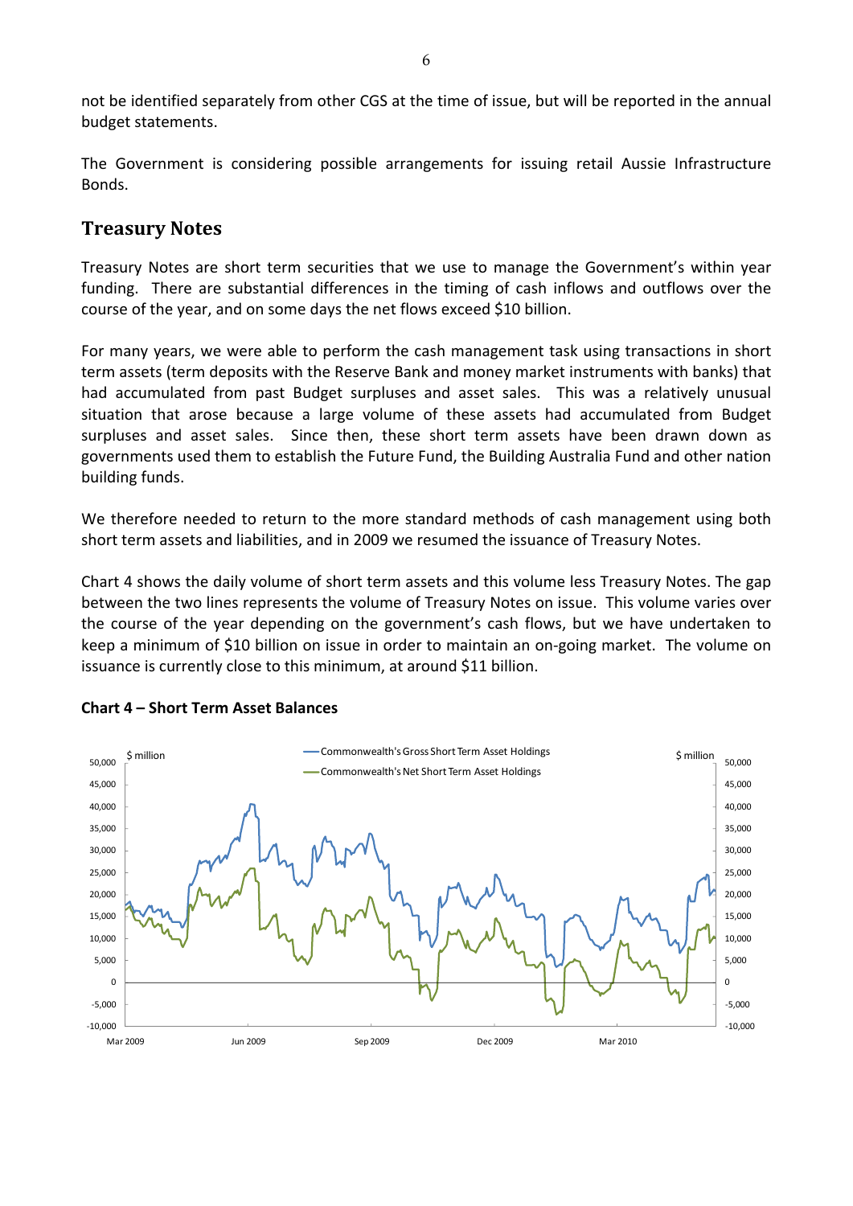not be identified separately from other CGS at the time of issue, but will be reported in the annual budget statements.

The Government is considering possible arrangements for issuing retail Aussie Infrastructure Bonds.

## Treasury Notes

Treasury Notes are short term securities that we use to manage the Government's within year funding. There are substantial differences in the timing of cash inflows and outflows over the course of the year, and on some days the net flows exceed $10 billion.

For many years, we were able to perform the cash management task using transactions in short term assets (term deposits with the Reserve Bank and money market instruments with banks) that had accumulated from past Budget surpluses and asset sales. This was a relatively unusual situation that arose because a large volume of these assets had accumulated from Budget surpluses and asset sales. Since then, these short term assets have been drawn down as governments used them to establish the Future Fund, the Building Australia Fund and other nation building funds.

We therefore needed to return to the more standard methods of cash management using both short term assets and liabilities, and in 2009 we resumed the issuance of Treasury Notes.

Chart 4 shows the daily volume of short term assets and this volume less Treasury Notes. The gap between the two lines represents the volume of Treasury Notes on issue. This volume varies over the course of the year depending on the government's cash flows, but we have undertaken to keep a minimum of $10 billion on issue in order to maintain an on-going market. The volume on issuance is currently close to this minimum, at around $11 billion.

**Chart 4 – Short Term Asset Balances**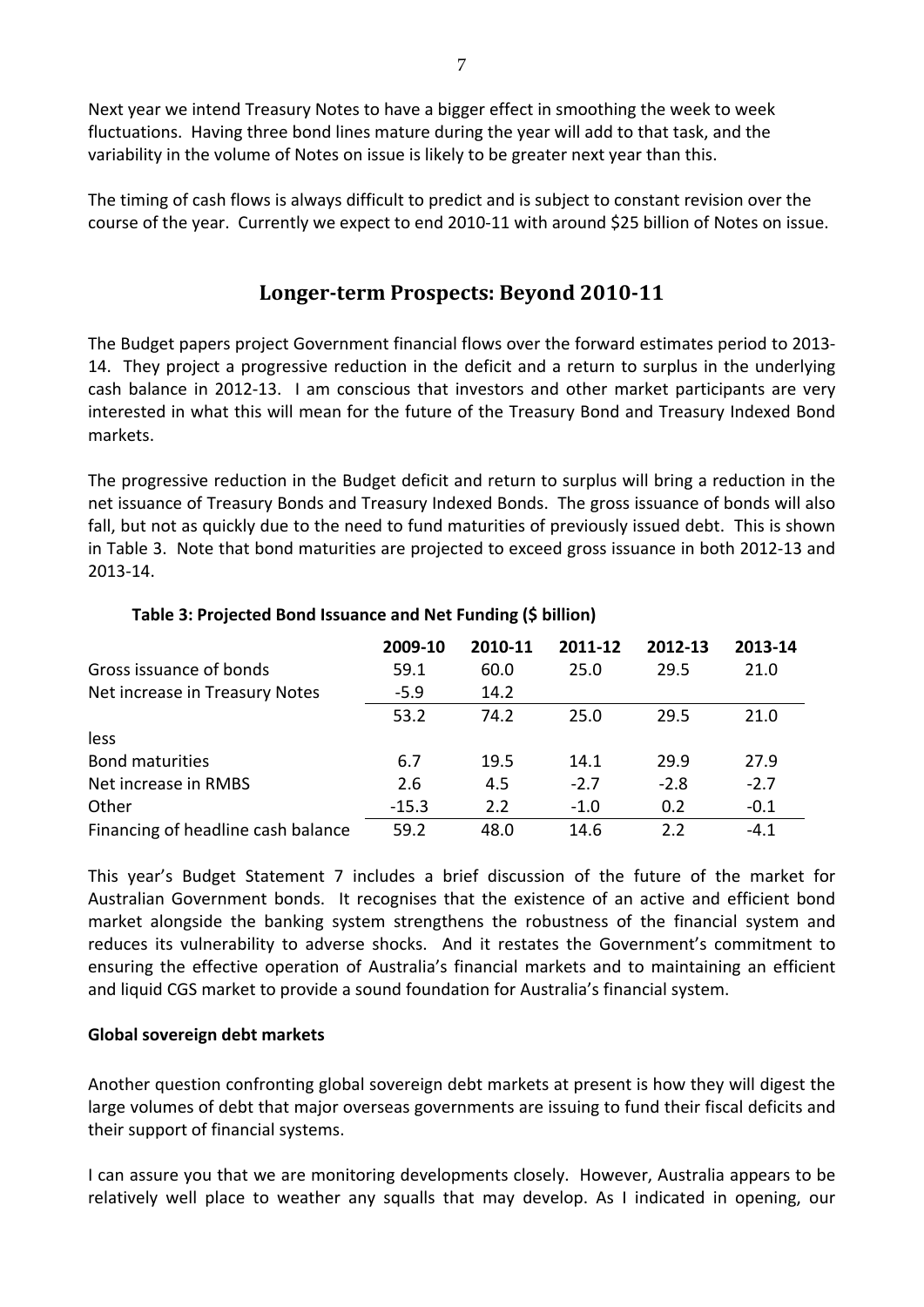Next year we intend Treasury Notes to have a bigger effect in smoothing the week to week fluctuations. Having three bond lines mature during the year will add to that task, and the variability in the volume of Notes on issue is likely to be greater next year than this.

The timing of cash flows is always difficult to predict and is subject to constant revision over the course of the year. Currently we expect to end 2010-11 with around $25 billion of Notes on issue.

## Longer-term Prospects: Beyond 2010-11

The Budget papers project Government financial flows over the forward estimates period to 2013-14. They project a progressive reduction in the deficit and a return to surplus in the underlying cash balance in 2012-13. I am conscious that investors and other market participants are very interested in what this will mean for the future of the Treasury Bond and Treasury Indexed Bond markets.

The progressive reduction in the Budget deficit and return to surplus will bring a reduction in the net issuance of Treasury Bonds and Treasury Indexed Bonds. The gross issuance of bonds will also fall, but not as quickly due to the need to fund maturities of previously issued debt. This is shown in Table 3. Note that bond maturities are projected to exceed gross issuance in both 2012-13 and 2013-14.

**Table 3: Projected Bond Issuance and Net Funding ($ billion)**

| | 2009-10 | 2010-11 | 2011-12 | 2012-13 | 2013-14 |
|---|---|---|---|---|---|
| Gross issuance of bonds | 59.1 | 60.0 | 25.0 | 29.5 | 21.0 |
| Net increase in Treasury Notes | -5.9 | 14.2 | | | |
| | 53.2 | 74.2 | 25.0 | 29.5 | 21.0 |
| less | | | | | |
| Bond maturities | 6.7 | 19.5 | 14.1 | 29.9 | 27.9 |
| Net increase in RMBS | 2.6 | 4.5 | -2.7 | -2.8 | -2.7 |
| Other | -15.3 | 2.2 | -1.0 | 0.2 | -0.1 |
| Financing of headline cash balance | 59.2 | 48.0 | 14.6 | 2.2 | -4.1 |

This year's Budget Statement 7 includes a brief discussion of the future of the market for Australian Government bonds. It recognises that the existence of an active and efficient bond market alongside the banking system strengthens the robustness of the financial system and reduces its vulnerability to adverse shocks. And it restates the Government's commitment to ensuring the effective operation of Australia's financial markets and to maintaining an efficient and liquid CGS market to provide a sound foundation for Australia's financial system.

**Global sovereign debt markets**

Another question confronting global sovereign debt markets at present is how they will digest the large volumes of debt that major overseas governments are issuing to fund their fiscal deficits and their support of financial systems.

I can assure you that we are monitoring developments closely. However, Australia appears to be relatively well place to weather any squalls that may develop. As I indicated in opening, our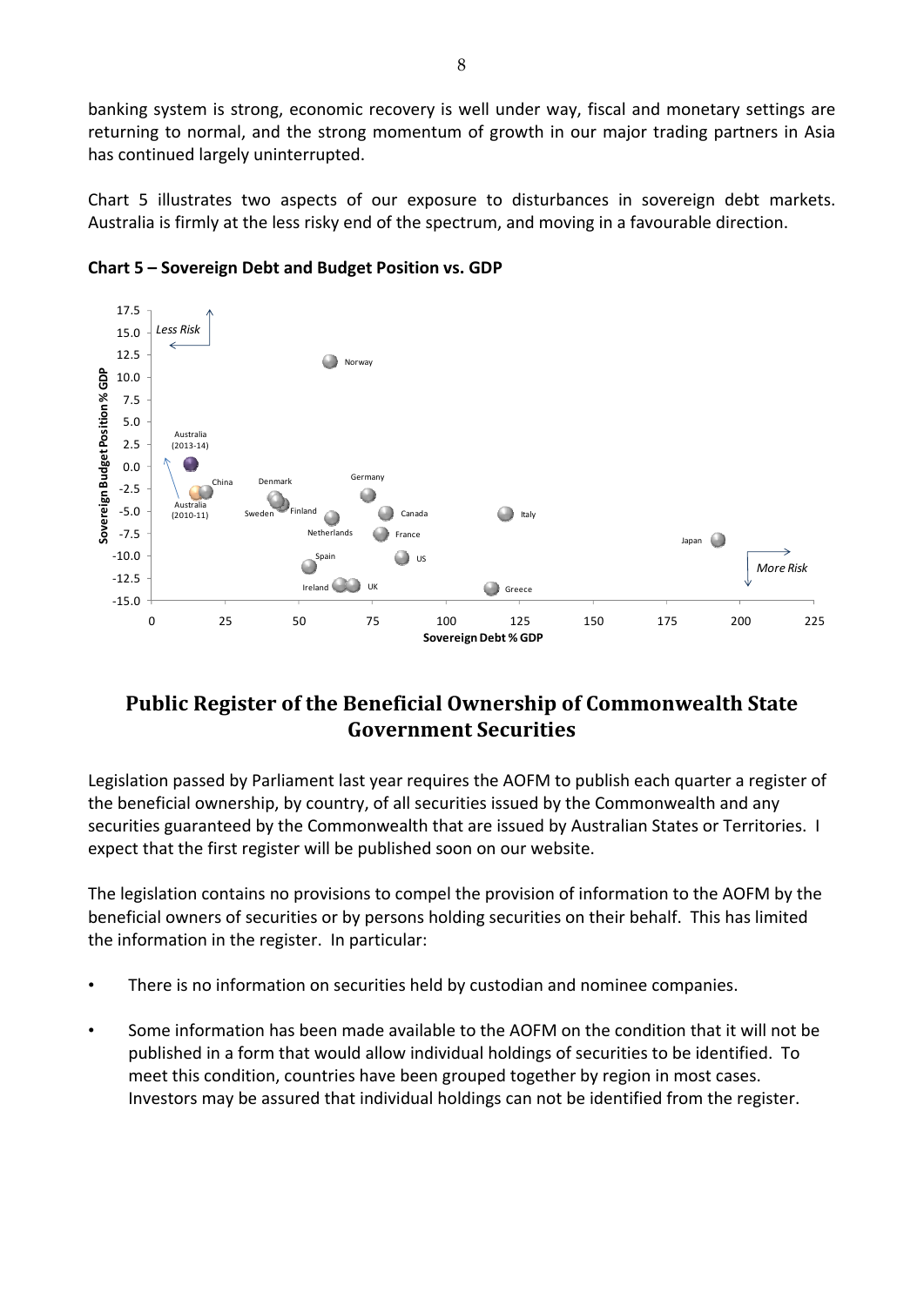banking system is strong, economic recovery is well under way, fiscal and monetary settings are returning to normal, and the strong momentum of growth in our major trading partners in Asia has continued largely uninterrupted.

Chart 5 illustrates two aspects of our exposure to disturbances in sovereign debt markets. Australia is firmly at the less risky end of the spectrum, and moving in a favourable direction.

**Chart 5 – Sovereign Debt and Budget Position vs. GDP**

## Public Register of the Beneficial Ownership of Commonwealth State Government Securities

Legislation passed by Parliament last year requires the AOFM to publish each quarter a register of the beneficial ownership, by country, of all securities issued by the Commonwealth and any securities guaranteed by the Commonwealth that are issued by Australian States or Territories. I expect that the first register will be published soon on our website.

The legislation contains no provisions to compel the provision of information to the AOFM by the beneficial owners of securities or by persons holding securities on their behalf. This has limited the information in the register. In particular:

- There is no information on securities held by custodian and nominee companies.
- Some information has been made available to the AOFM on the condition that it will not be published in a form that would allow individual holdings of securities to be identified. To meet this condition, countries have been grouped together by region in most cases. Investors may be assured that individual holdings can not be identified from the register.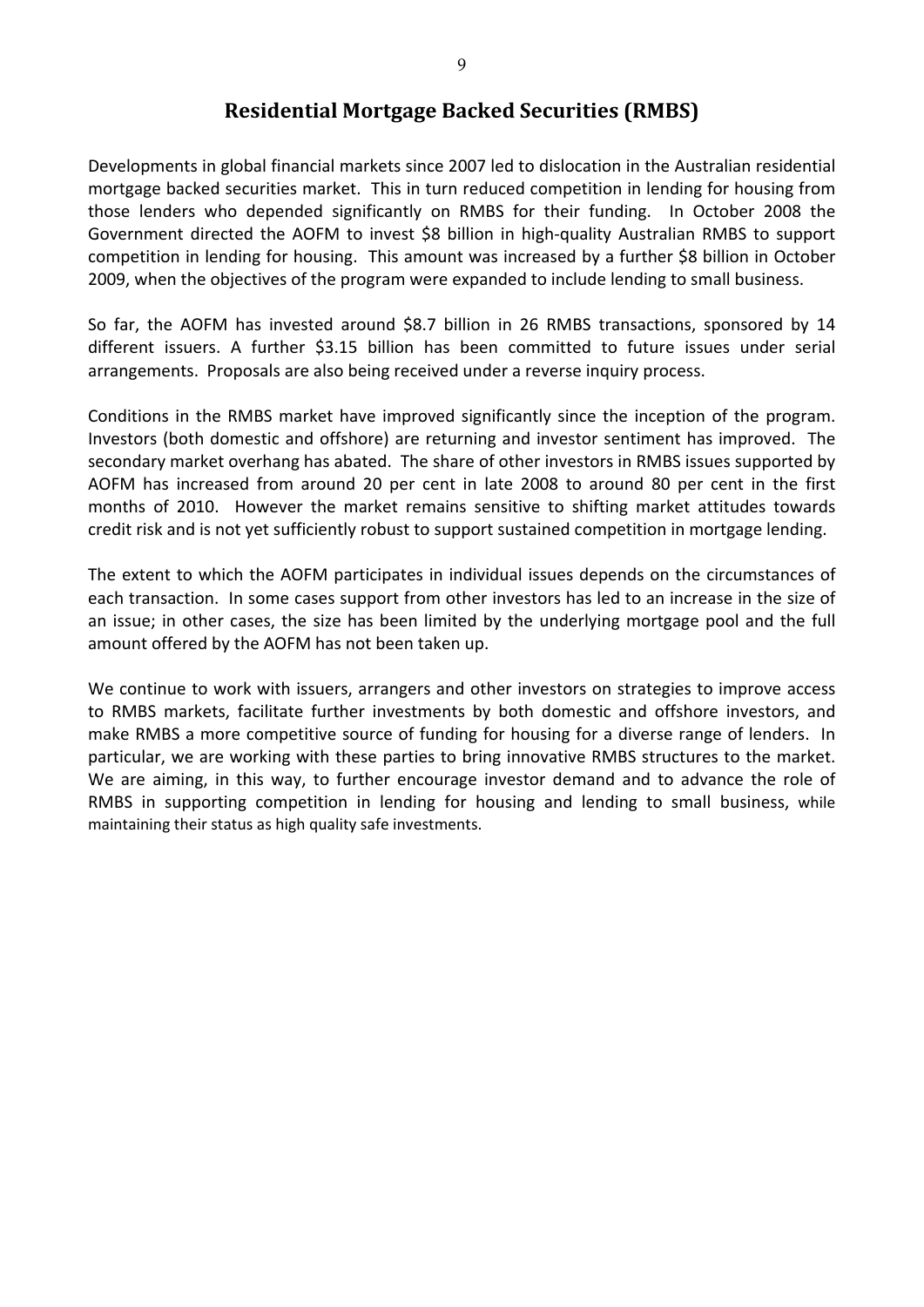# Residential Mortgage Backed Securities (RMBS)

Developments in global financial markets since 2007 led to dislocation in the Australian residential mortgage backed securities market. This in turn reduced competition in lending for housing from those lenders who depended significantly on RMBS for their funding. In October 2008 the Government directed the AOFM to invest $8 billion in high-quality Australian RMBS to support competition in lending for housing. This amount was increased by a further $8 billion in October 2009, when the objectives of the program were expanded to include lending to small business.

So far, the AOFM has invested around $8.7 billion in 26 RMBS transactions, sponsored by 14 different issuers. A further $3.15 billion has been committed to future issues under serial arrangements. Proposals are also being received under a reverse inquiry process.

Conditions in the RMBS market have improved significantly since the inception of the program. Investors (both domestic and offshore) are returning and investor sentiment has improved. The secondary market overhang has abated. The share of other investors in RMBS issues supported by AOFM has increased from around 20 per cent in late 2008 to around 80 per cent in the first months of 2010. However the market remains sensitive to shifting market attitudes towards credit risk and is not yet sufficiently robust to support sustained competition in mortgage lending.

The extent to which the AOFM participates in individual issues depends on the circumstances of each transaction. In some cases support from other investors has led to an increase in the size of an issue; in other cases, the size has been limited by the underlying mortgage pool and the full amount offered by the AOFM has not been taken up.

We continue to work with issuers, arrangers and other investors on strategies to improve access to RMBS markets, facilitate further investments by both domestic and offshore investors, and make RMBS a more competitive source of funding for housing for a diverse range of lenders. In particular, we are working with these parties to bring innovative RMBS structures to the market. We are aiming, in this way, to further encourage investor demand and to advance the role of RMBS in supporting competition in lending for housing and lending to small business, while maintaining their status as high quality safe investments.